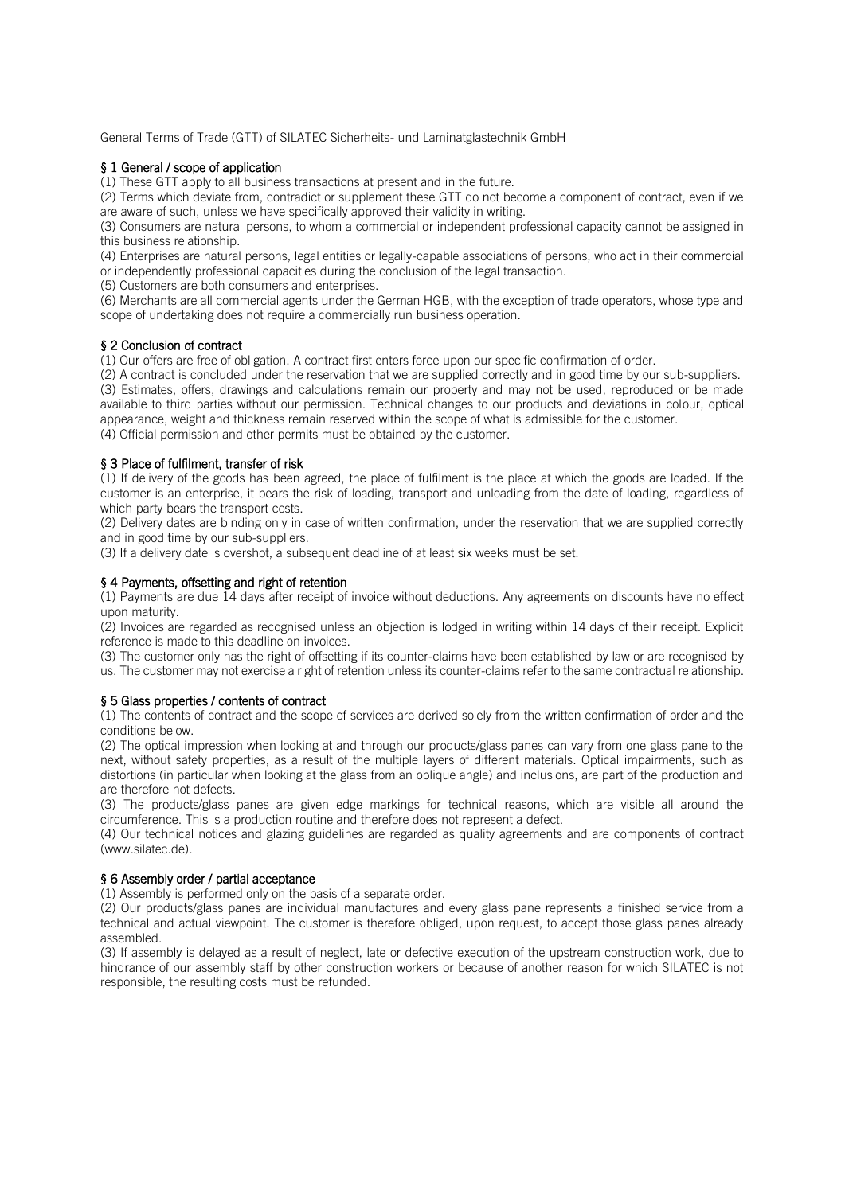General Terms of Trade (GTT) of SILATEC Sicherheits- und Laminatglastechnik GmbH

## § 1 General / scope of application

(1) These GTT apply to all business transactions at present and in the future.

(2) Terms which deviate from, contradict or supplement these GTT do not become a component of contract, even if we are aware of such, unless we have specifically approved their validity in writing.

(3) Consumers are natural persons, to whom a commercial or independent professional capacity cannot be assigned in this business relationship.

(4) Enterprises are natural persons, legal entities or legally-capable associations of persons, who act in their commercial or independently professional capacities during the conclusion of the legal transaction.

(5) Customers are both consumers and enterprises.

(6) Merchants are all commercial agents under the German HGB, with the exception of trade operators, whose type and scope of undertaking does not require a commercially run business operation.

## § 2 Conclusion of contract

(1) Our offers are free of obligation. A contract first enters force upon our specific confirmation of order.

(2) A contract is concluded under the reservation that we are supplied correctly and in good time by our sub-suppliers.

(3) Estimates, offers, drawings and calculations remain our property and may not be used, reproduced or be made available to third parties without our permission. Technical changes to our products and deviations in colour, optical appearance, weight and thickness remain reserved within the scope of what is admissible for the customer.

(4) Official permission and other permits must be obtained by the customer.

## § 3 Place of fulfilment, transfer of risk

(1) If delivery of the goods has been agreed, the place of fulfilment is the place at which the goods are loaded. If the customer is an enterprise, it bears the risk of loading, transport and unloading from the date of loading, regardless of which party bears the transport costs.

(2) Delivery dates are binding only in case of written confirmation, under the reservation that we are supplied correctly and in good time by our sub-suppliers.

(3) If a delivery date is overshot, a subsequent deadline of at least six weeks must be set.

## § 4 Payments, offsetting and right of retention

(1) Payments are due 14 days after receipt of invoice without deductions. Any agreements on discounts have no effect upon maturity.

(2) Invoices are regarded as recognised unless an objection is lodged in writing within 14 days of their receipt. Explicit reference is made to this deadline on invoices.

(3) The customer only has the right of offsetting if its counter-claims have been established by law or are recognised by us. The customer may not exercise a right of retention unless its counter-claims refer to the same contractual relationship.

## § 5 Glass properties / contents of contract

(1) The contents of contract and the scope of services are derived solely from the written confirmation of order and the conditions below.

(2) The optical impression when looking at and through our products/glass panes can vary from one glass pane to the next, without safety properties, as a result of the multiple layers of different materials. Optical impairments, such as distortions (in particular when looking at the glass from an oblique angle) and inclusions, are part of the production and are therefore not defects.

(3) The products/glass panes are given edge markings for technical reasons, which are visible all around the circumference. This is a production routine and therefore does not represent a defect.

(4) Our technical notices and glazing guidelines are regarded as quality agreements and are components of contract (www.silatec.de).

## § 6 Assembly order / partial acceptance

(1) Assembly is performed only on the basis of a separate order.

(2) Our products/glass panes are individual manufactures and every glass pane represents a finished service from a technical and actual viewpoint. The customer is therefore obliged, upon request, to accept those glass panes already assembled.

(3) If assembly is delayed as a result of neglect, late or defective execution of the upstream construction work, due to hindrance of our assembly staff by other construction workers or because of another reason for which SILATEC is not responsible, the resulting costs must be refunded.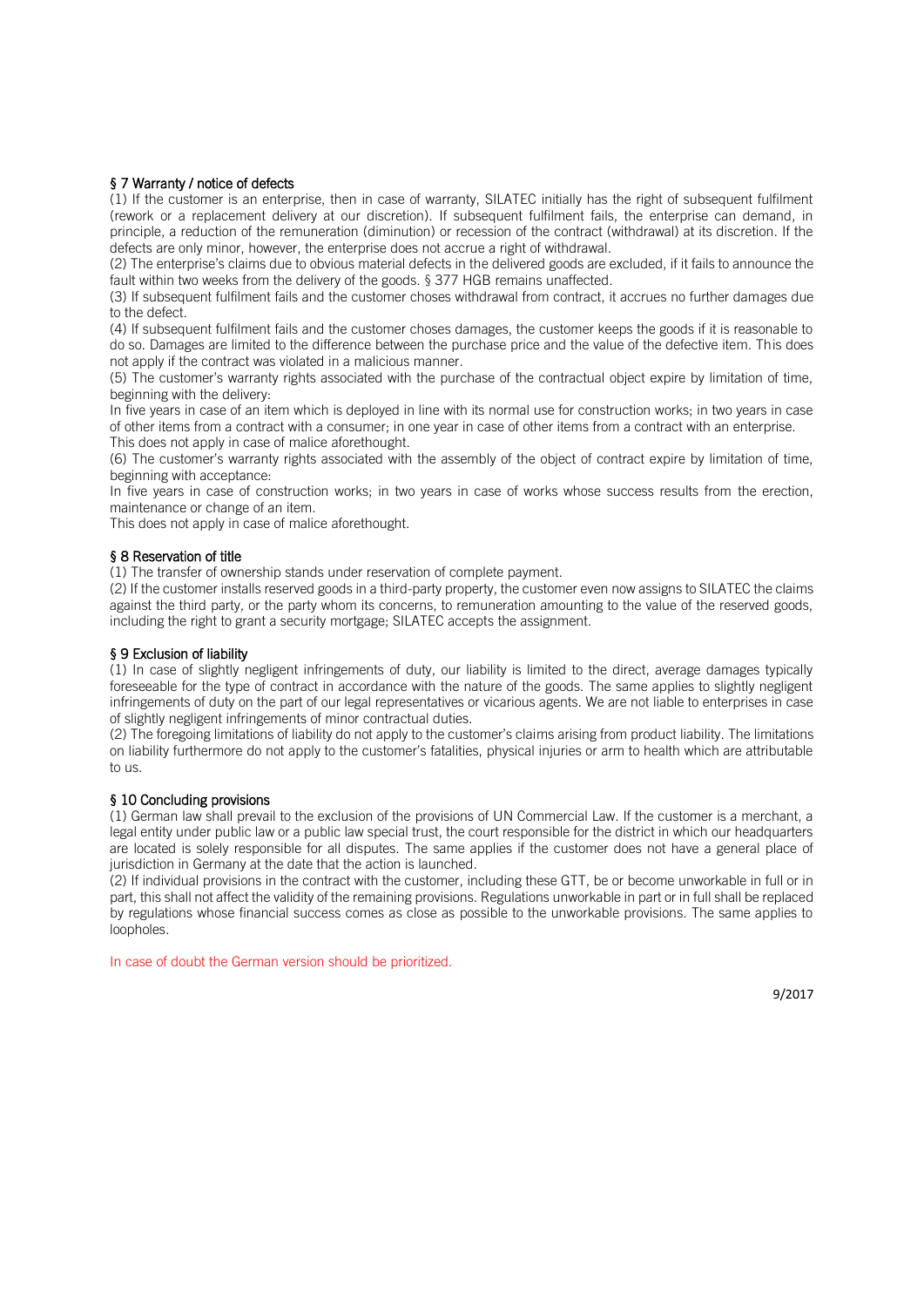## § 7 Warranty / notice of defects

(1) If the customer is an enterprise, then in case of warranty, SILATEC initially has the right of subsequent fulfilment (rework or a replacement delivery at our discretion). If subsequent fulfilment fails, the enterprise can demand, in principle, a reduction of the remuneration (diminution) or recession of the contract (withdrawal) at its discretion. If the defects are only minor, however, the enterprise does not accrue a right of withdrawal.

(2) The enterprise's claims due to obvious material defects in the delivered goods are excluded, if it fails to announce the fault within two weeks from the delivery of the goods. § 377 HGB remains unaffected.

(3) If subsequent fulfilment fails and the customer choses withdrawal from contract, it accrues no further damages due to the defect.

(4) If subsequent fulfilment fails and the customer choses damages, the customer keeps the goods if it is reasonable to do so. Damages are limited to the difference between the purchase price and the value of the defective item. This does not apply if the contract was violated in a malicious manner.

(5) The customer's warranty rights associated with the purchase of the contractual object expire by limitation of time, beginning with the delivery:

In five years in case of an item which is deployed in line with its normal use for construction works; in two years in case of other items from a contract with a consumer; in one year in case of other items from a contract with an enterprise.

This does not apply in case of malice aforethought.

(6) The customer's warranty rights associated with the assembly of the object of contract expire by limitation of time, beginning with acceptance:

In five years in case of construction works; in two years in case of works whose success results from the erection, maintenance or change of an item.

This does not apply in case of malice aforethought.

## § 8 Reservation of title

(1) The transfer of ownership stands under reservation of complete payment.

(2) If the customer installs reserved goods in a third-party property, the customer even now assigns to SILATEC the claims against the third party, or the party whom its concerns, to remuneration amounting to the value of the reserved goods, including the right to grant a security mortgage; SILATEC accepts the assignment.

## § 9 Exclusion of liability

(1) In case of slightly negligent infringements of duty, our liability is limited to the direct, average damages typically foreseeable for the type of contract in accordance with the nature of the goods. The same applies to slightly negligent infringements of duty on the part of our legal representatives or vicarious agents. We are not liable to enterprises in case of slightly negligent infringements of minor contractual duties.

(2) The foregoing limitations of liability do not apply to the customer's claims arising from product liability. The limitations on liability furthermore do not apply to the customer's fatalities, physical injuries or arm to health which are attributable to us.

## § 10 Concluding provisions

(1) German law shall prevail to the exclusion of the provisions of UN Commercial Law. If the customer is a merchant, a legal entity under public law or a public law special trust, the court responsible for the district in which our headquarters are located is solely responsible for all disputes. The same applies if the customer does not have a general place of jurisdiction in Germany at the date that the action is launched.

(2) If individual provisions in the contract with the customer, including these GTT, be or become unworkable in full or in part, this shall not affect the validity of the remaining provisions. Regulations unworkable in part or in full shall be replaced by regulations whose financial success comes as close as possible to the unworkable provisions. The same applies to loopholes.

In case of doubt the German version should be prioritized.

9/2017